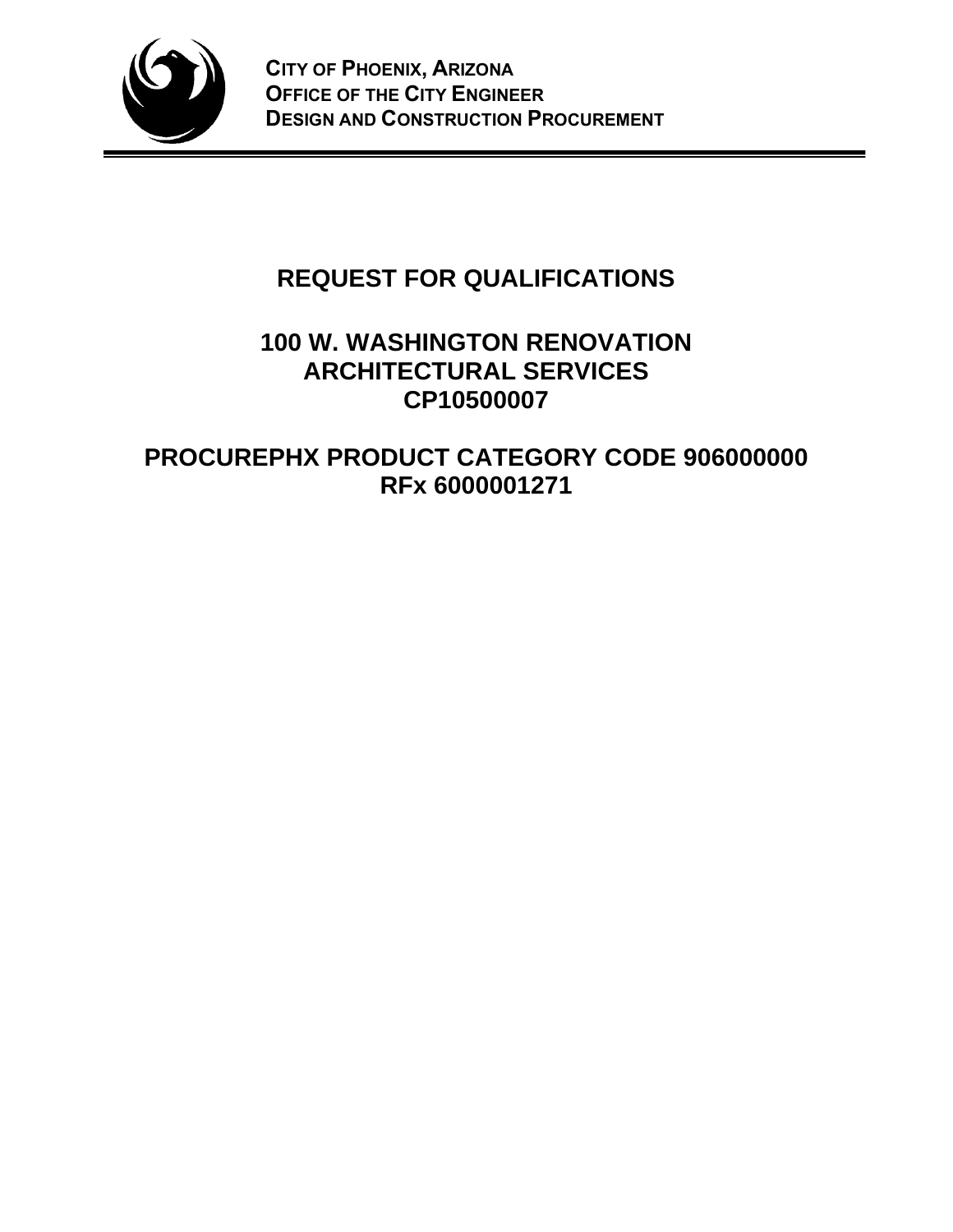**CITY OF PHOENIX, ARIZONA**
**OFFICE OF THE CITY ENGINEER**
**DESIGN AND CONSTRUCTION PROCUREMENT**

# REQUEST FOR QUALIFICATIONS

## 100 W. WASHINGTON RENOVATION ARCHITECTURAL SERVICES CP10500007

## PROCUREPHX PRODUCT CATEGORY CODE 906000000 RFx 6000001271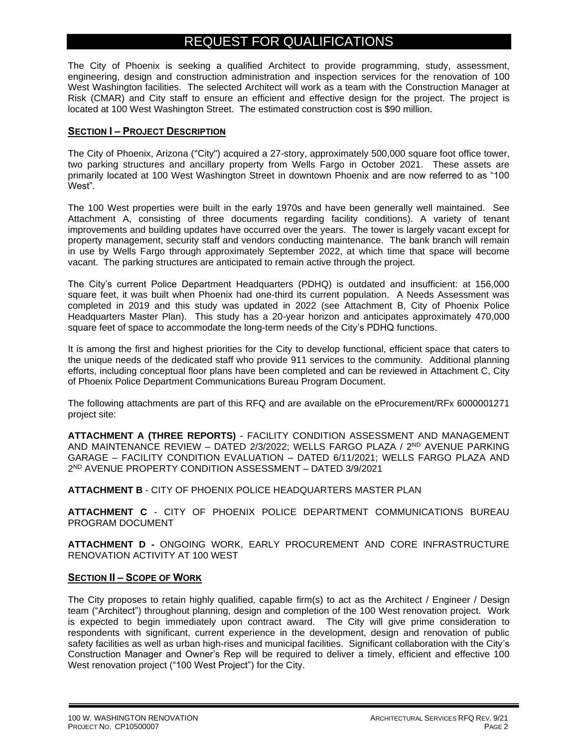# REQUEST FOR QUALIFICATIONS

The City of Phoenix is seeking a qualified Architect to provide programming, study, assessment, engineering, design and construction administration and inspection services for the renovation of 100 West Washington facilities. The selected Architect will work as a team with the Construction Manager at Risk (CMAR) and City staff to ensure an efficient and effective design for the project. The project is located at 100 West Washington Street. The estimated construction cost is $90 million.

## SECTION I – PROJECT DESCRIPTION

The City of Phoenix, Arizona ("City") acquired a 27-story, approximately 500,000 square foot office tower, two parking structures and ancillary property from Wells Fargo in October 2021. These assets are primarily located at 100 West Washington Street in downtown Phoenix and are now referred to as "100 West".

The 100 West properties were built in the early 1970s and have been generally well maintained. See Attachment A, consisting of three documents regarding facility conditions). A variety of tenant improvements and building updates have occurred over the years. The tower is largely vacant except for property management, security staff and vendors conducting maintenance. The bank branch will remain in use by Wells Fargo through approximately September 2022, at which time that space will become vacant. The parking structures are anticipated to remain active through the project.

The City's current Police Department Headquarters (PDHQ) is outdated and insufficient: at 156,000 square feet, it was built when Phoenix had one-third its current population. A Needs Assessment was completed in 2019 and this study was updated in 2022 (see Attachment B, City of Phoenix Police Headquarters Master Plan). This study has a 20-year horizon and anticipates approximately 470,000 square feet of space to accommodate the long-term needs of the City's PDHQ functions.

It is among the first and highest priorities for the City to develop functional, efficient space that caters to the unique needs of the dedicated staff who provide 911 services to the community. Additional planning efforts, including conceptual floor plans have been completed and can be reviewed in Attachment C, City of Phoenix Police Department Communications Bureau Program Document.

The following attachments are part of this RFQ and are available on the eProcurement/RFx 6000001271 project site:

**ATTACHMENT A (THREE REPORTS)** - FACILITY CONDITION ASSESSMENT AND MANAGEMENT AND MAINTENANCE REVIEW – DATED 2/3/2022; WELLS FARGO PLAZA / 2ND AVENUE PARKING GARAGE – FACILITY CONDITION EVALUATION – DATED 6/11/2021; WELLS FARGO PLAZA AND 2ND AVENUE PROPERTY CONDITION ASSESSMENT – DATED 3/9/2021

**ATTACHMENT B** - CITY OF PHOENIX POLICE HEADQUARTERS MASTER PLAN

**ATTACHMENT C** - CITY OF PHOENIX POLICE DEPARTMENT COMMUNICATIONS BUREAU PROGRAM DOCUMENT

**ATTACHMENT D -** ONGOING WORK, EARLY PROCUREMENT AND CORE INFRASTRUCTURE RENOVATION ACTIVITY AT 100 WEST

## SECTION II – SCOPE OF WORK

The City proposes to retain highly qualified, capable firm(s) to act as the Architect / Engineer / Design team ("Architect") throughout planning, design and completion of the 100 West renovation project. Work is expected to begin immediately upon contract award. The City will give prime consideration to respondents with significant, current experience in the development, design and renovation of public safety facilities as well as urban high-rises and municipal facilities. Significant collaboration with the City's Construction Manager and Owner's Rep will be required to deliver a timely, efficient and effective 100 West renovation project ("100 West Project") for the City.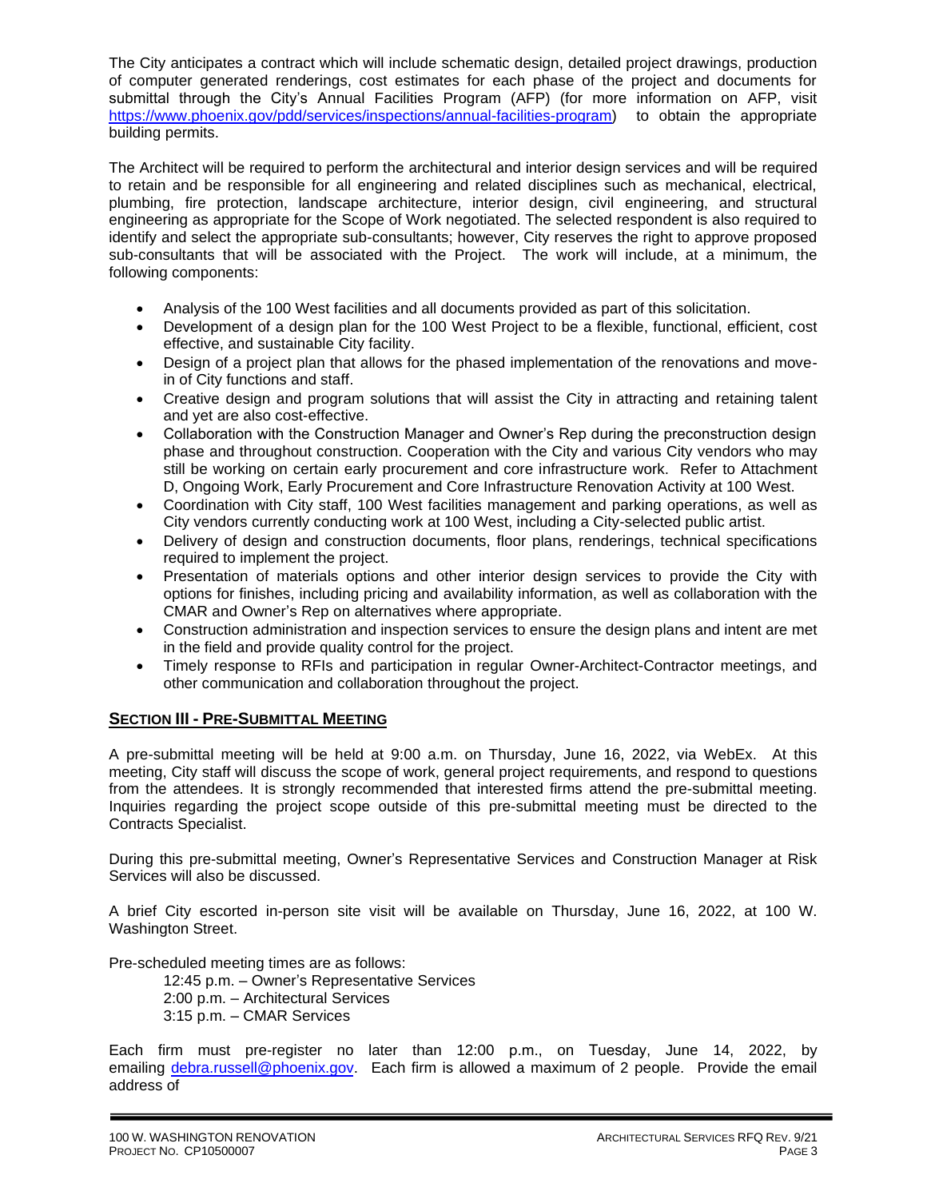The City anticipates a contract which will include schematic design, detailed project drawings, production of computer generated renderings, cost estimates for each phase of the project and documents for submittal through the City's Annual Facilities Program (AFP) (for more information on AFP, visit https://www.phoenix.gov/pdd/services/inspections/annual-facilities-program) to obtain the appropriate building permits.

The Architect will be required to perform the architectural and interior design services and will be required to retain and be responsible for all engineering and related disciplines such as mechanical, electrical, plumbing, fire protection, landscape architecture, interior design, civil engineering, and structural engineering as appropriate for the Scope of Work negotiated. The selected respondent is also required to identify and select the appropriate sub-consultants; however, City reserves the right to approve proposed sub-consultants that will be associated with the Project. The work will include, at a minimum, the following components:

- Analysis of the 100 West facilities and all documents provided as part of this solicitation.
- Development of a design plan for the 100 West Project to be a flexible, functional, efficient, cost effective, and sustainable City facility.
- Design of a project plan that allows for the phased implementation of the renovations and move-in of City functions and staff.
- Creative design and program solutions that will assist the City in attracting and retaining talent and yet are also cost-effective.
- Collaboration with the Construction Manager and Owner's Rep during the preconstruction design phase and throughout construction. Cooperation with the City and various City vendors who may still be working on certain early procurement and core infrastructure work. Refer to Attachment D, Ongoing Work, Early Procurement and Core Infrastructure Renovation Activity at 100 West.
- Coordination with City staff, 100 West facilities management and parking operations, as well as City vendors currently conducting work at 100 West, including a City-selected public artist.
- Delivery of design and construction documents, floor plans, renderings, technical specifications required to implement the project.
- Presentation of materials options and other interior design services to provide the City with options for finishes, including pricing and availability information, as well as collaboration with the CMAR and Owner's Rep on alternatives where appropriate.
- Construction administration and inspection services to ensure the design plans and intent are met in the field and provide quality control for the project.
- Timely response to RFIs and participation in regular Owner-Architect-Contractor meetings, and other communication and collaboration throughout the project.

## SECTION III - PRE-SUBMITTAL MEETING

A pre-submittal meeting will be held at 9:00 a.m. on Thursday, June 16, 2022, via WebEx. At this meeting, City staff will discuss the scope of work, general project requirements, and respond to questions from the attendees. It is strongly recommended that interested firms attend the pre-submittal meeting. Inquiries regarding the project scope outside of this pre-submittal meeting must be directed to the Contracts Specialist.

During this pre-submittal meeting, Owner's Representative Services and Construction Manager at Risk Services will also be discussed.

A brief City escorted in-person site visit will be available on Thursday, June 16, 2022, at 100 W. Washington Street.

Pre-scheduled meeting times are as follows:

12:45 p.m. – Owner's Representative Services
2:00 p.m. – Architectural Services
3:15 p.m. – CMAR Services

Each firm must pre-register no later than 12:00 p.m., on Tuesday, June 14, 2022, by emailing debra.russell@phoenix.gov. Each firm is allowed a maximum of 2 people. Provide the email address of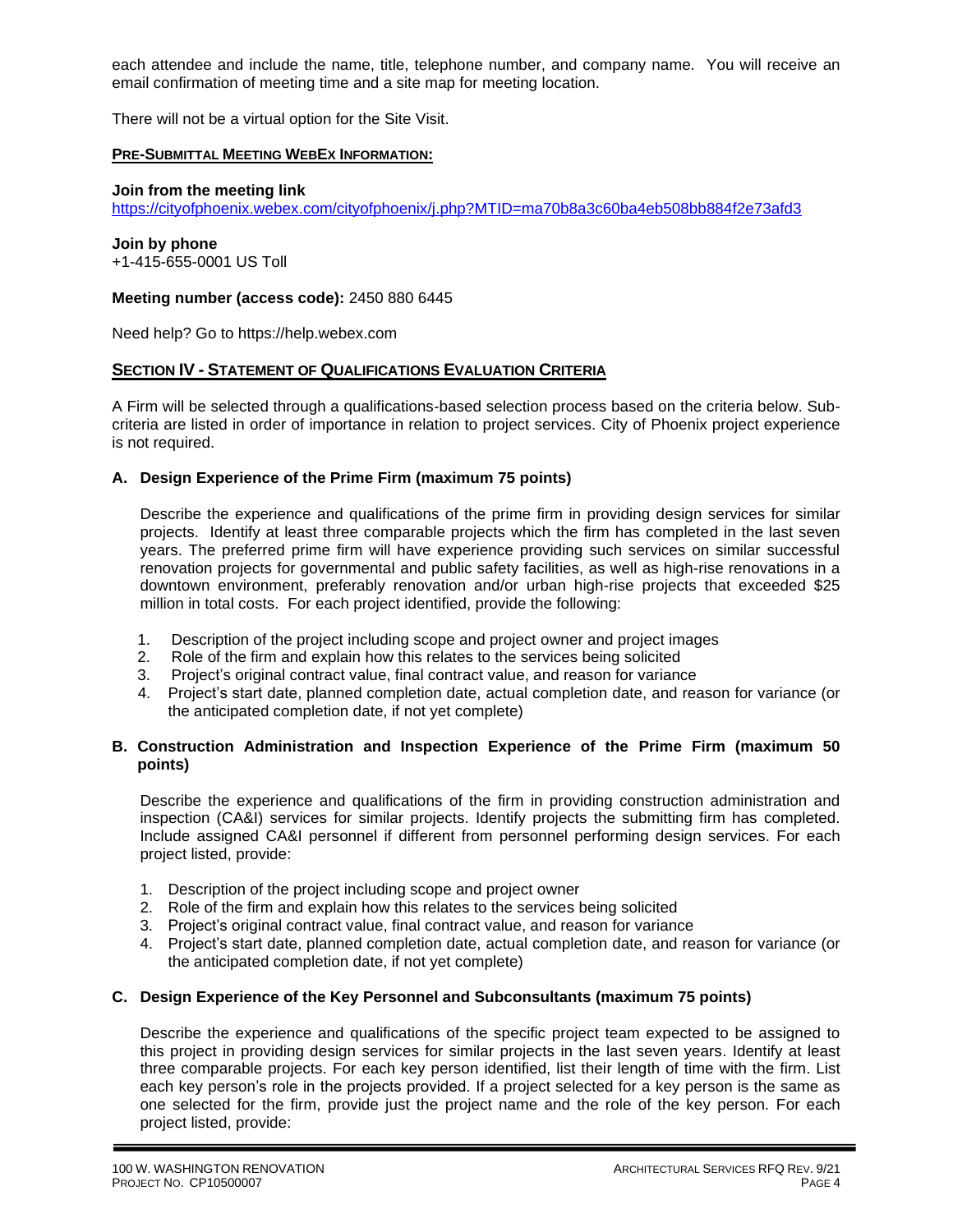each attendee and include the name, title, telephone number, and company name. You will receive an email confirmation of meeting time and a site map for meeting location.

There will not be a virtual option for the Site Visit.

**PRE-SUBMITTAL MEETING WEBEX INFORMATION:**

**Join from the meeting link**
https://cityofphoenix.webex.com/cityofphoenix/j.php?MTID=ma70b8a3c60ba4eb508bb884f2e73afd3

**Join by phone**
+1-415-655-0001 US Toll

**Meeting number (access code):** 2450 880 6445

Need help? Go to https://help.webex.com

## SECTION IV - STATEMENT OF QUALIFICATIONS EVALUATION CRITERIA

A Firm will be selected through a qualifications-based selection process based on the criteria below. Sub-criteria are listed in order of importance in relation to project services. City of Phoenix project experience is not required.

### A. Design Experience of the Prime Firm (maximum 75 points)

Describe the experience and qualifications of the prime firm in providing design services for similar projects. Identify at least three comparable projects which the firm has completed in the last seven years. The preferred prime firm will have experience providing such services on similar successful renovation projects for governmental and public safety facilities, as well as high-rise renovations in a downtown environment, preferably renovation and/or urban high-rise projects that exceeded $25 million in total costs. For each project identified, provide the following:

1. Description of the project including scope and project owner and project images
2. Role of the firm and explain how this relates to the services being solicited
3. Project's original contract value, final contract value, and reason for variance
4. Project's start date, planned completion date, actual completion date, and reason for variance (or the anticipated completion date, if not yet complete)

### B. Construction Administration and Inspection Experience of the Prime Firm (maximum 50 points)

Describe the experience and qualifications of the firm in providing construction administration and inspection (CA&I) services for similar projects. Identify projects the submitting firm has completed. Include assigned CA&I personnel if different from personnel performing design services. For each project listed, provide:

1. Description of the project including scope and project owner
2. Role of the firm and explain how this relates to the services being solicited
3. Project's original contract value, final contract value, and reason for variance
4. Project's start date, planned completion date, actual completion date, and reason for variance (or the anticipated completion date, if not yet complete)

### C. Design Experience of the Key Personnel and Subconsultants (maximum 75 points)

Describe the experience and qualifications of the specific project team expected to be assigned to this project in providing design services for similar projects in the last seven years. Identify at least three comparable projects. For each key person identified, list their length of time with the firm. List each key person's role in the projects provided. If a project selected for a key person is the same as one selected for the firm, provide just the project name and the role of the key person. For each project listed, provide: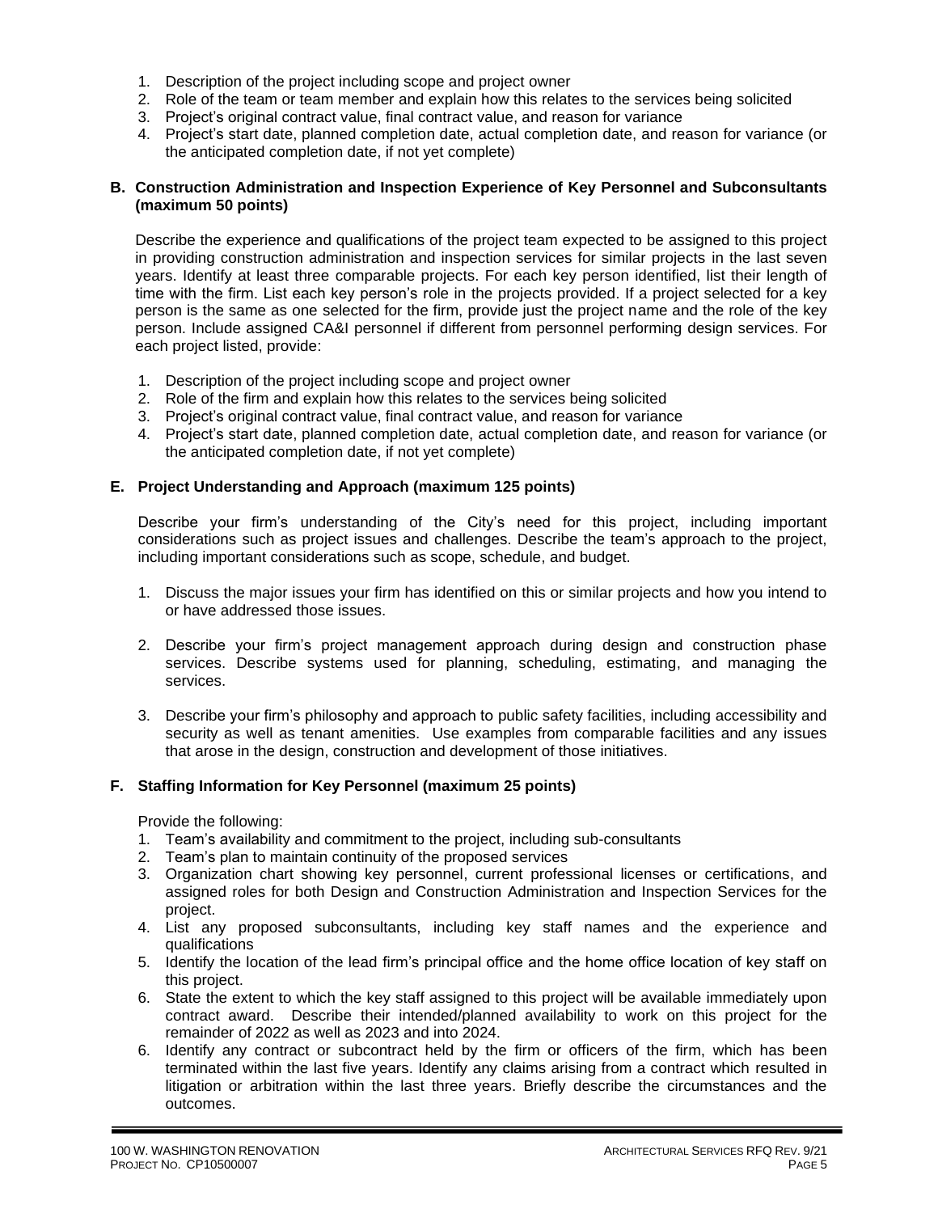1. Description of the project including scope and project owner
2. Role of the team or team member and explain how this relates to the services being solicited
3. Project's original contract value, final contract value, and reason for variance
4. Project's start date, planned completion date, actual completion date, and reason for variance (or the anticipated completion date, if not yet complete)

**B. Construction Administration and Inspection Experience of Key Personnel and Subconsultants (maximum 50 points)**

Describe the experience and qualifications of the project team expected to be assigned to this project in providing construction administration and inspection services for similar projects in the last seven years. Identify at least three comparable projects. For each key person identified, list their length of time with the firm. List each key person's role in the projects provided. If a project selected for a key person is the same as one selected for the firm, provide just the project name and the role of the key person. Include assigned CA&I personnel if different from personnel performing design services. For each project listed, provide:

1. Description of the project including scope and project owner
2. Role of the firm and explain how this relates to the services being solicited
3. Project's original contract value, final contract value, and reason for variance
4. Project's start date, planned completion date, actual completion date, and reason for variance (or the anticipated completion date, if not yet complete)

**E. Project Understanding and Approach (maximum 125 points)**

Describe your firm's understanding of the City's need for this project, including important considerations such as project issues and challenges. Describe the team's approach to the project, including important considerations such as scope, schedule, and budget.

1. Discuss the major issues your firm has identified on this or similar projects and how you intend to or have addressed those issues.

2. Describe your firm's project management approach during design and construction phase services. Describe systems used for planning, scheduling, estimating, and managing the services.

3. Describe your firm's philosophy and approach to public safety facilities, including accessibility and security as well as tenant amenities. Use examples from comparable facilities and any issues that arose in the design, construction and development of those initiatives.

**F. Staffing Information for Key Personnel (maximum 25 points)**

Provide the following:

1. Team's availability and commitment to the project, including sub-consultants
2. Team's plan to maintain continuity of the proposed services
3. Organization chart showing key personnel, current professional licenses or certifications, and assigned roles for both Design and Construction Administration and Inspection Services for the project.
4. List any proposed subconsultants, including key staff names and the experience and qualifications
5. Identify the location of the lead firm's principal office and the home office location of key staff on this project.
6. State the extent to which the key staff assigned to this project will be available immediately upon contract award. Describe their intended/planned availability to work on this project for the remainder of 2022 as well as 2023 and into 2024.
6. Identify any contract or subcontract held by the firm or officers of the firm, which has been terminated within the last five years. Identify any claims arising from a contract which resulted in litigation or arbitration within the last three years. Briefly describe the circumstances and the outcomes.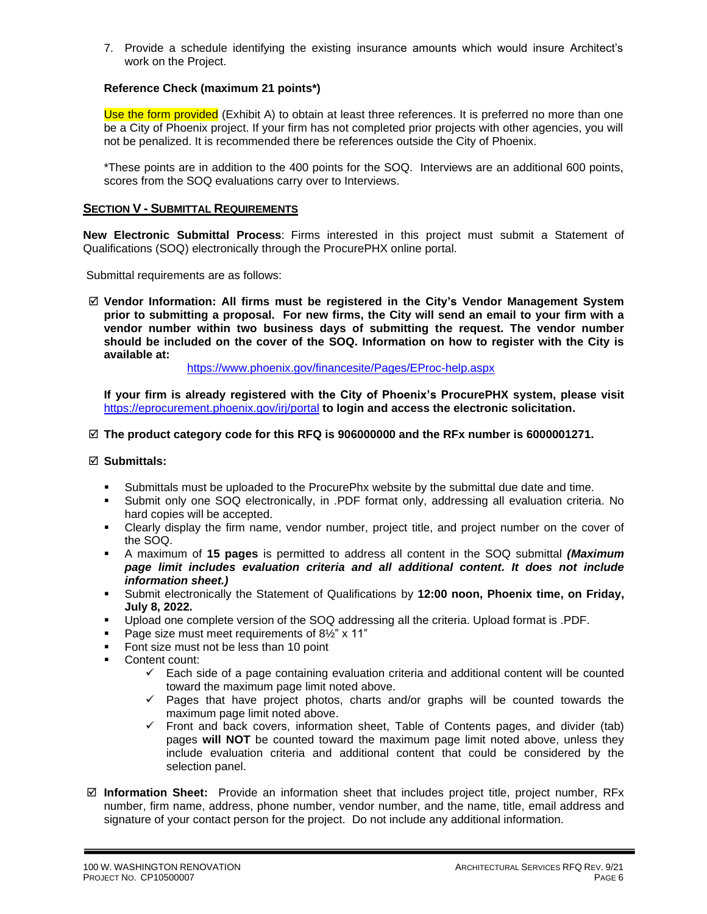7. Provide a schedule identifying the existing insurance amounts which would insure Architect's work on the Project.

**Reference Check (maximum 21 points*)**

Use the form provided (Exhibit A) to obtain at least three references. It is preferred no more than one be a City of Phoenix project. If your firm has not completed prior projects with other agencies, you will not be penalized. It is recommended there be references outside the City of Phoenix.

*These points are in addition to the 400 points for the SOQ. Interviews are an additional 600 points, scores from the SOQ evaluations carry over to Interviews.

## SECTION V - SUBMITTAL REQUIREMENTS

**New Electronic Submittal Process**: Firms interested in this project must submit a Statement of Qualifications (SOQ) electronically through the ProcurePHX online portal.

Submittal requirements are as follows:

☑ **Vendor Information: All firms must be registered in the City's Vendor Management System prior to submitting a proposal. For new firms, the City will send an email to your firm with a vendor number within two business days of submitting the request. The vendor number should be included on the cover of the SOQ. Information on how to register with the City is available at:**

https://www.phoenix.gov/financesite/Pages/EProc-help.aspx

**If your firm is already registered with the City of Phoenix's ProcurePHX system, please visit** https://eprocurement.phoenix.gov/irj/portal **to login and access the electronic solicitation.**

☑ **The product category code for this RFQ is 906000000 and the RFx number is 6000001271.**

☑ **Submittals:**

- Submittals must be uploaded to the ProcurePhx website by the submittal due date and time.
- Submit only one SOQ electronically, in .PDF format only, addressing all evaluation criteria. No hard copies will be accepted.
- Clearly display the firm name, vendor number, project title, and project number on the cover of the SOQ.
- A maximum of **15 pages** is permitted to address all content in the SOQ submittal ***(Maximum page limit includes evaluation criteria and all additional content. It does not include information sheet.)***
- Submit electronically the Statement of Qualifications by **12:00 noon, Phoenix time, on Friday, July 8, 2022.**
- Upload one complete version of the SOQ addressing all the criteria. Upload format is .PDF.
- Page size must meet requirements of 8½" x 11"
- Font size must not be less than 10 point
- Content count:
  - ✓ Each side of a page containing evaluation criteria and additional content will be counted toward the maximum page limit noted above.
  - ✓ Pages that have project photos, charts and/or graphs will be counted towards the maximum page limit noted above.
  - ✓ Front and back covers, information sheet, Table of Contents pages, and divider (tab) pages **will NOT** be counted toward the maximum page limit noted above, unless they include evaluation criteria and additional content that could be considered by the selection panel.

☑ **Information Sheet:** Provide an information sheet that includes project title, project number, RFx number, firm name, address, phone number, vendor number, and the name, title, email address and signature of your contact person for the project. Do not include any additional information.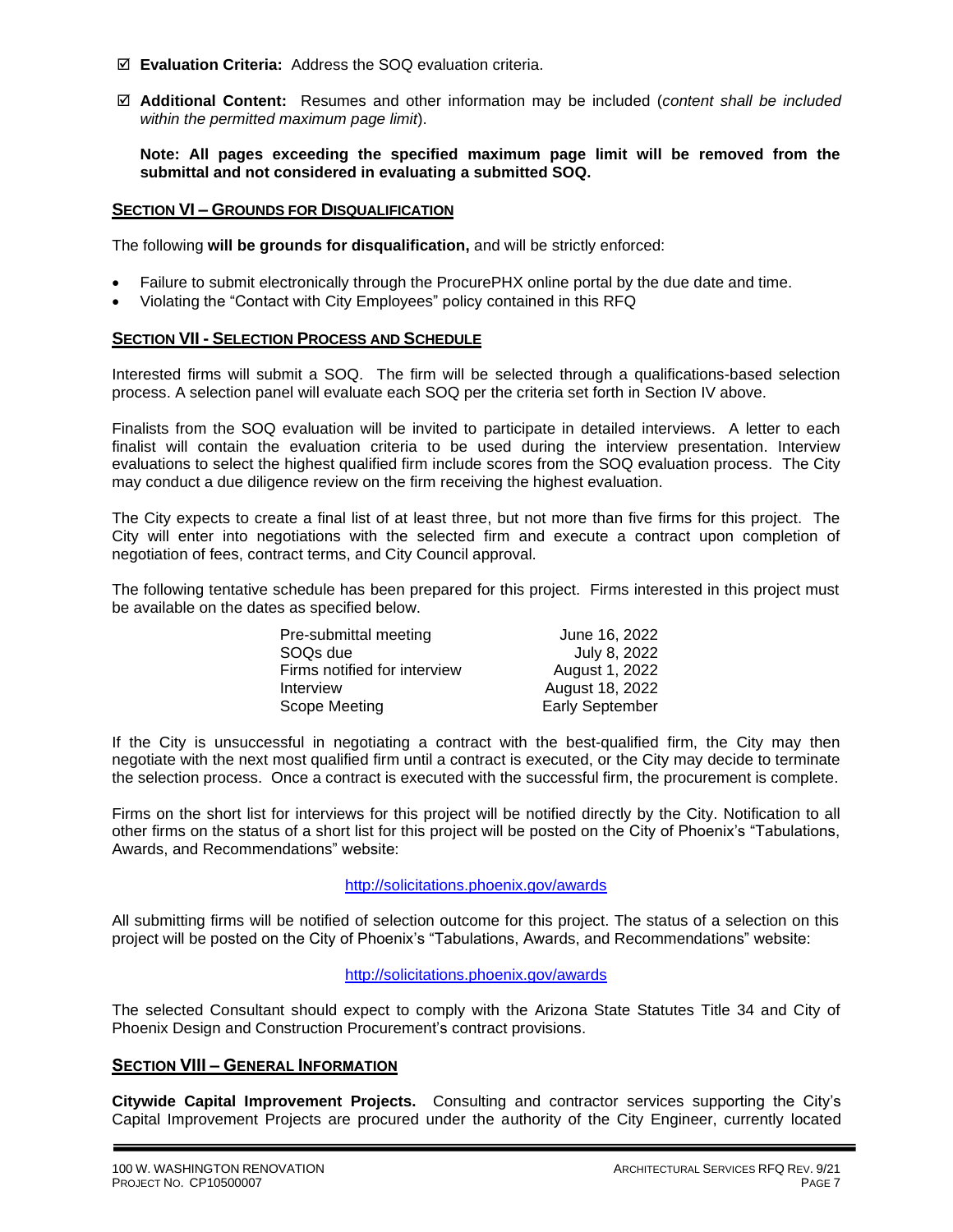- ☑ **Evaluation Criteria:** Address the SOQ evaluation criteria.
- ☑ **Additional Content:** Resumes and other information may be included (*content shall be included within the permitted maximum page limit*).

**Note: All pages exceeding the specified maximum page limit will be removed from the submittal and not considered in evaluating a submitted SOQ.**

## SECTION VI – GROUNDS FOR DISQUALIFICATION

The following **will be grounds for disqualification,** and will be strictly enforced:

- Failure to submit electronically through the ProcurePHX online portal by the due date and time.
- Violating the "Contact with City Employees" policy contained in this RFQ

## SECTION VII - SELECTION PROCESS AND SCHEDULE

Interested firms will submit a SOQ. The firm will be selected through a qualifications-based selection process. A selection panel will evaluate each SOQ per the criteria set forth in Section IV above.

Finalists from the SOQ evaluation will be invited to participate in detailed interviews. A letter to each finalist will contain the evaluation criteria to be used during the interview presentation. Interview evaluations to select the highest qualified firm include scores from the SOQ evaluation process. The City may conduct a due diligence review on the firm receiving the highest evaluation.

The City expects to create a final list of at least three, but not more than five firms for this project. The City will enter into negotiations with the selected firm and execute a contract upon completion of negotiation of fees, contract terms, and City Council approval.

The following tentative schedule has been prepared for this project. Firms interested in this project must be available on the dates as specified below.

| | |
|---|---|
| Pre-submittal meeting | June 16, 2022 |
| SOQs due | July 8, 2022 |
| Firms notified for interview | August 1, 2022 |
| Interview | August 18, 2022 |
| Scope Meeting | Early September |

If the City is unsuccessful in negotiating a contract with the best-qualified firm, the City may then negotiate with the next most qualified firm until a contract is executed, or the City may decide to terminate the selection process. Once a contract is executed with the successful firm, the procurement is complete.

Firms on the short list for interviews for this project will be notified directly by the City. Notification to all other firms on the status of a short list for this project will be posted on the City of Phoenix's "Tabulations, Awards, and Recommendations" website:

http://solicitations.phoenix.gov/awards

All submitting firms will be notified of selection outcome for this project. The status of a selection on this project will be posted on the City of Phoenix's "Tabulations, Awards, and Recommendations" website:

http://solicitations.phoenix.gov/awards

The selected Consultant should expect to comply with the Arizona State Statutes Title 34 and City of Phoenix Design and Construction Procurement's contract provisions.

## SECTION VIII – GENERAL INFORMATION

**Citywide Capital Improvement Projects.** Consulting and contractor services supporting the City's Capital Improvement Projects are procured under the authority of the City Engineer, currently located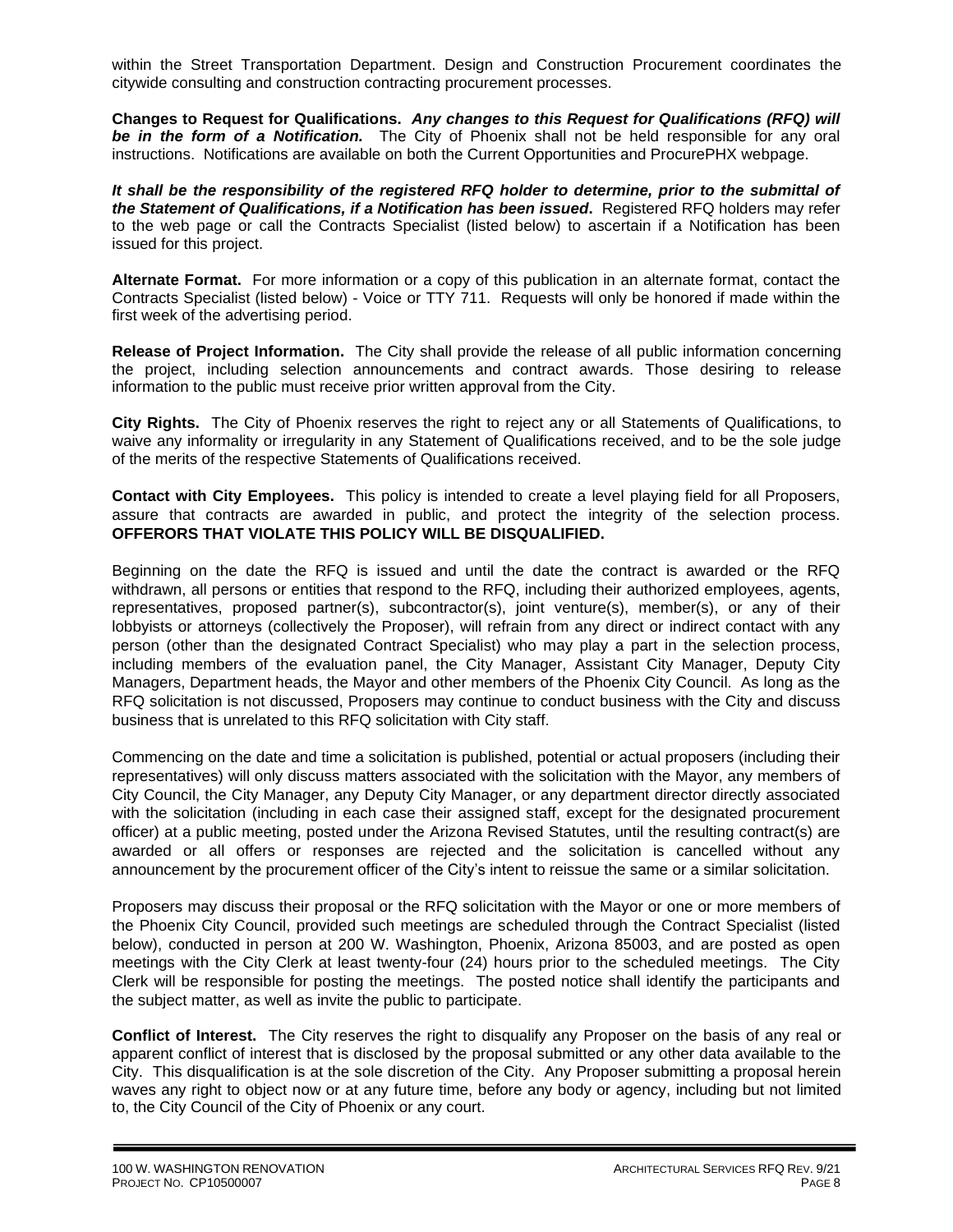within the Street Transportation Department. Design and Construction Procurement coordinates the citywide consulting and construction contracting procurement processes.

**Changes to Request for Qualifications.** ***Any changes to this Request for Qualifications (RFQ) will be in the form of a Notification.*** The City of Phoenix shall not be held responsible for any oral instructions. Notifications are available on both the Current Opportunities and ProcurePHX webpage.

***It shall be the responsibility of the registered RFQ holder to determine, prior to the submittal of the Statement of Qualifications, if a Notification has been issued*.** Registered RFQ holders may refer to the web page or call the Contracts Specialist (listed below) to ascertain if a Notification has been issued for this project.

**Alternate Format.** For more information or a copy of this publication in an alternate format, contact the Contracts Specialist (listed below) - Voice or TTY 711. Requests will only be honored if made within the first week of the advertising period.

**Release of Project Information.** The City shall provide the release of all public information concerning the project, including selection announcements and contract awards. Those desiring to release information to the public must receive prior written approval from the City.

**City Rights.** The City of Phoenix reserves the right to reject any or all Statements of Qualifications, to waive any informality or irregularity in any Statement of Qualifications received, and to be the sole judge of the merits of the respective Statements of Qualifications received.

**Contact with City Employees.** This policy is intended to create a level playing field for all Proposers, assure that contracts are awarded in public, and protect the integrity of the selection process. **OFFERORS THAT VIOLATE THIS POLICY WILL BE DISQUALIFIED.**

Beginning on the date the RFQ is issued and until the date the contract is awarded or the RFQ withdrawn, all persons or entities that respond to the RFQ, including their authorized employees, agents, representatives, proposed partner(s), subcontractor(s), joint venture(s), member(s), or any of their lobbyists or attorneys (collectively the Proposer), will refrain from any direct or indirect contact with any person (other than the designated Contract Specialist) who may play a part in the selection process, including members of the evaluation panel, the City Manager, Assistant City Manager, Deputy City Managers, Department heads, the Mayor and other members of the Phoenix City Council. As long as the RFQ solicitation is not discussed, Proposers may continue to conduct business with the City and discuss business that is unrelated to this RFQ solicitation with City staff.

Commencing on the date and time a solicitation is published, potential or actual proposers (including their representatives) will only discuss matters associated with the solicitation with the Mayor, any members of City Council, the City Manager, any Deputy City Manager, or any department director directly associated with the solicitation (including in each case their assigned staff, except for the designated procurement officer) at a public meeting, posted under the Arizona Revised Statutes, until the resulting contract(s) are awarded or all offers or responses are rejected and the solicitation is cancelled without any announcement by the procurement officer of the City's intent to reissue the same or a similar solicitation.

Proposers may discuss their proposal or the RFQ solicitation with the Mayor or one or more members of the Phoenix City Council, provided such meetings are scheduled through the Contract Specialist (listed below), conducted in person at 200 W. Washington, Phoenix, Arizona 85003, and are posted as open meetings with the City Clerk at least twenty-four (24) hours prior to the scheduled meetings. The City Clerk will be responsible for posting the meetings. The posted notice shall identify the participants and the subject matter, as well as invite the public to participate.

**Conflict of Interest.** The City reserves the right to disqualify any Proposer on the basis of any real or apparent conflict of interest that is disclosed by the proposal submitted or any other data available to the City. This disqualification is at the sole discretion of the City. Any Proposer submitting a proposal herein waves any right to object now or at any future time, before any body or agency, including but not limited to, the City Council of the City of Phoenix or any court.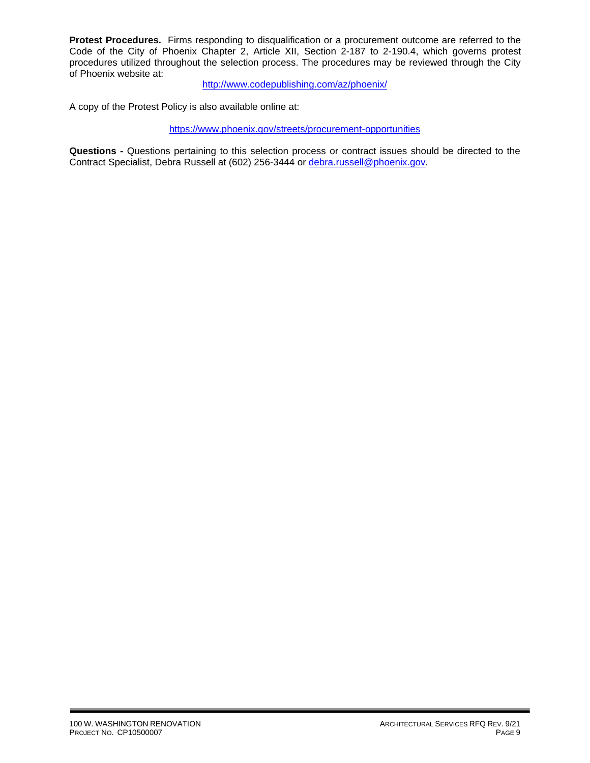**Protest Procedures.** Firms responding to disqualification or a procurement outcome are referred to the Code of the City of Phoenix Chapter 2, Article XII, Section 2-187 to 2-190.4, which governs protest procedures utilized throughout the selection process. The procedures may be reviewed through the City of Phoenix website at:

http://www.codepublishing.com/az/phoenix/

A copy of the Protest Policy is also available online at:

https://www.phoenix.gov/streets/procurement-opportunities

**Questions -** Questions pertaining to this selection process or contract issues should be directed to the Contract Specialist, Debra Russell at (602) 256-3444 or debra.russell@phoenix.gov.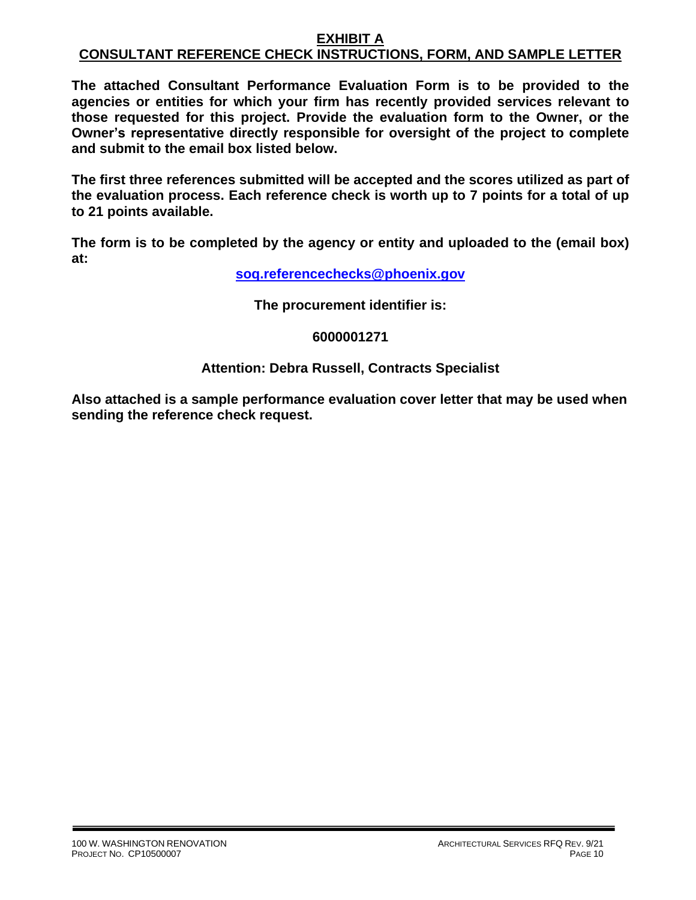# EXHIBIT A

## CONSULTANT REFERENCE CHECK INSTRUCTIONS, FORM, AND SAMPLE LETTER

**The attached Consultant Performance Evaluation Form is to be provided to the agencies or entities for which your firm has recently provided services relevant to those requested for this project. Provide the evaluation form to the Owner, or the Owner's representative directly responsible for oversight of the project to complete and submit to the email box listed below.**

**The first three references submitted will be accepted and the scores utilized as part of the evaluation process. Each reference check is worth up to 7 points for a total of up to 21 points available.**

**The form is to be completed by the agency or entity and uploaded to the (email box) at:**

**soq.referencechecks@phoenix.gov**

**The procurement identifier is:**

**6000001271**

**Attention: Debra Russell, Contracts Specialist**

**Also attached is a sample performance evaluation cover letter that may be used when sending the reference check request.**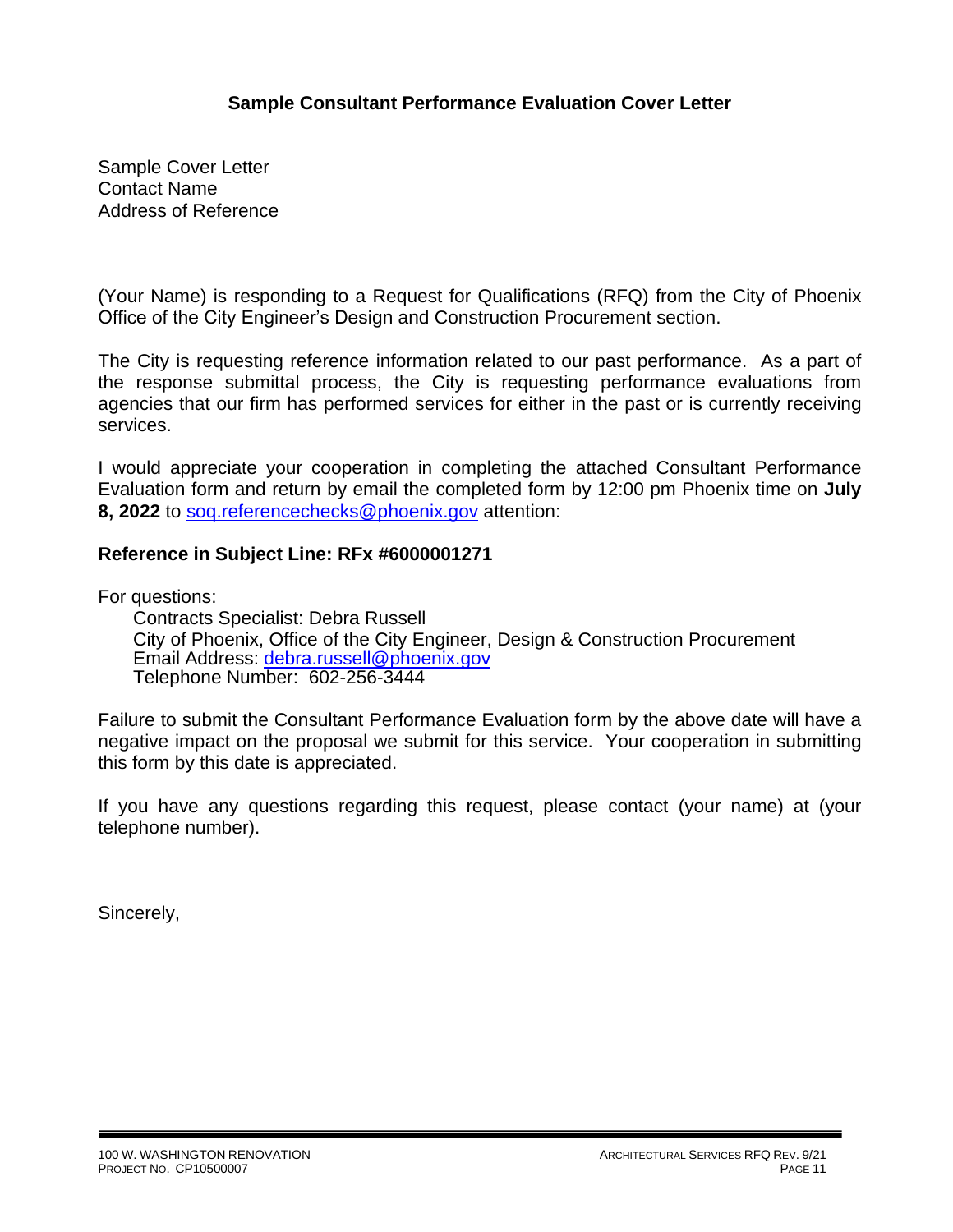## Sample Consultant Performance Evaluation Cover Letter

Sample Cover Letter
Contact Name
Address of Reference

(Your Name) is responding to a Request for Qualifications (RFQ) from the City of Phoenix Office of the City Engineer's Design and Construction Procurement section.

The City is requesting reference information related to our past performance. As a part of the response submittal process, the City is requesting performance evaluations from agencies that our firm has performed services for either in the past or is currently receiving services.

I would appreciate your cooperation in completing the attached Consultant Performance Evaluation form and return by email the completed form by 12:00 pm Phoenix time on **July 8, 2022** to soq.referencechecks@phoenix.gov attention:

**Reference in Subject Line: RFx #6000001271**

For questions:

Contracts Specialist: Debra Russell
City of Phoenix, Office of the City Engineer, Design & Construction Procurement
Email Address: debra.russell@phoenix.gov
Telephone Number: 602-256-3444

Failure to submit the Consultant Performance Evaluation form by the above date will have a negative impact on the proposal we submit for this service. Your cooperation in submitting this form by this date is appreciated.

If you have any questions regarding this request, please contact (your name) at (your telephone number).

Sincerely,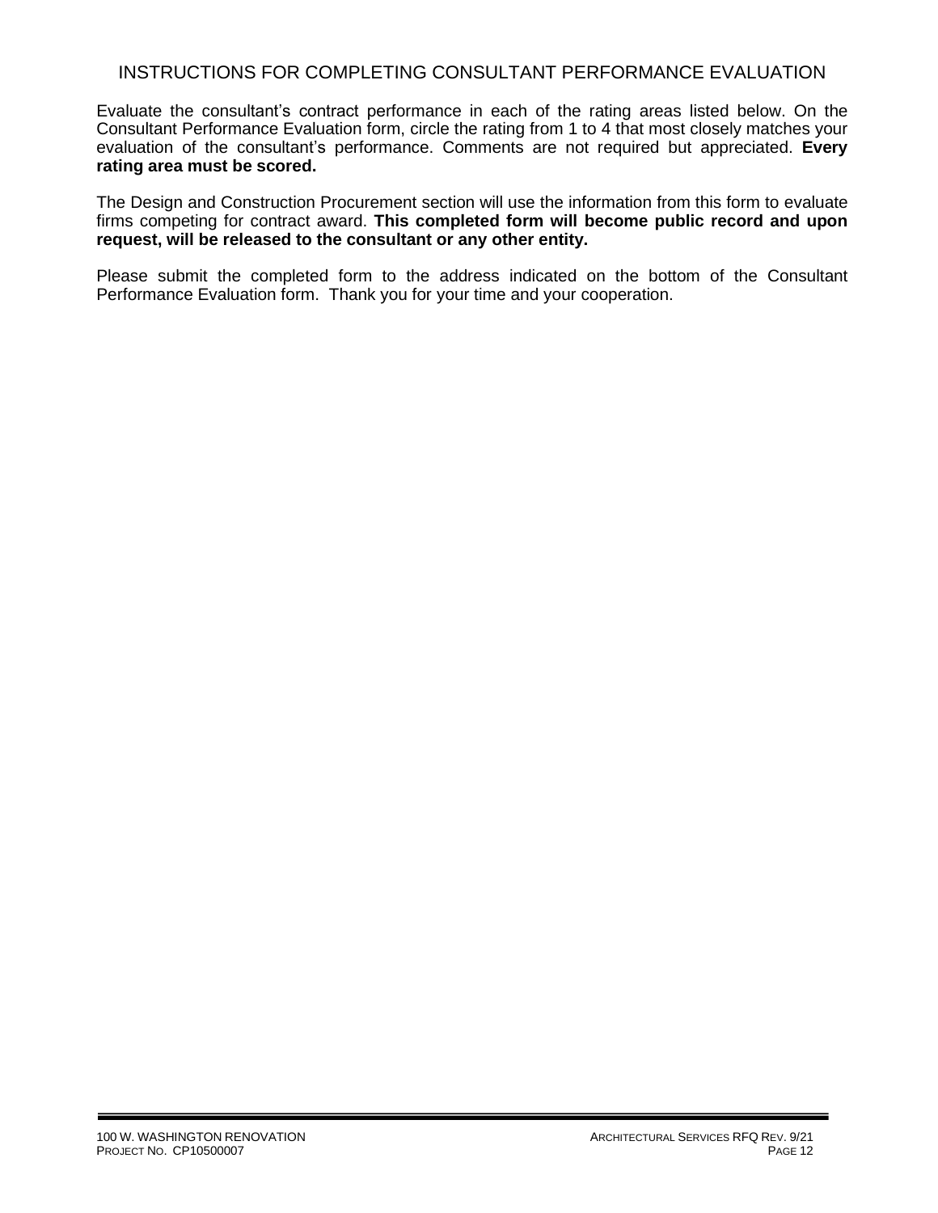# INSTRUCTIONS FOR COMPLETING CONSULTANT PERFORMANCE EVALUATION

Evaluate the consultant's contract performance in each of the rating areas listed below. On the Consultant Performance Evaluation form, circle the rating from 1 to 4 that most closely matches your evaluation of the consultant's performance. Comments are not required but appreciated. **Every rating area must be scored.**

The Design and Construction Procurement section will use the information from this form to evaluate firms competing for contract award. **This completed form will become public record and upon request, will be released to the consultant or any other entity.**

Please submit the completed form to the address indicated on the bottom of the Consultant Performance Evaluation form. Thank you for your time and your cooperation.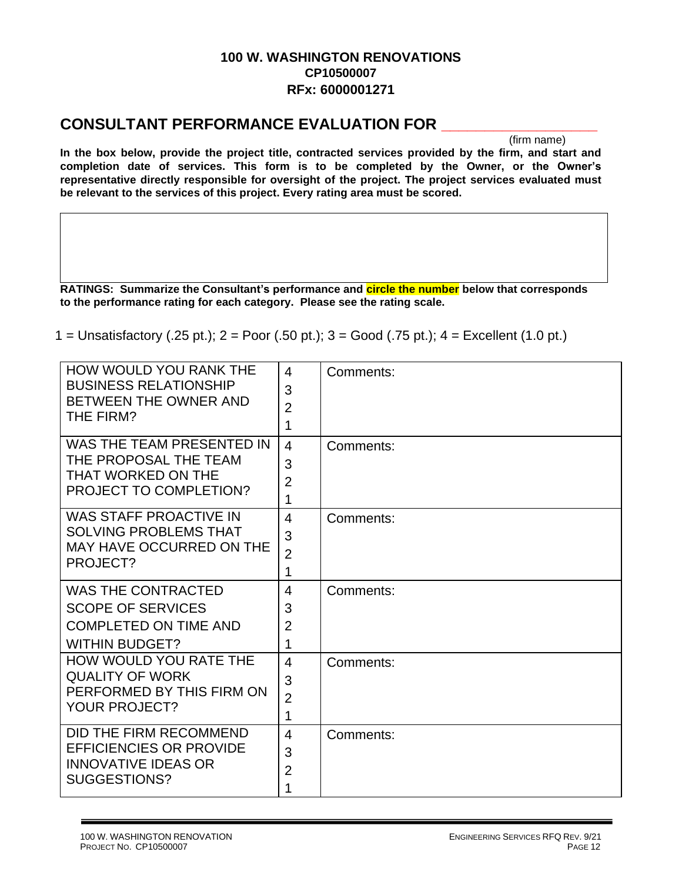**100 W. WASHINGTON RENOVATIONS**
**CP10500007**
**RFx: 6000001271**

## CONSULTANT PERFORMANCE EVALUATION FOR ____________________

(firm name)

**In the box below, provide the project title, contracted services provided by the firm, and start and completion date of services. This form is to be completed by the Owner, or the Owner's representative directly responsible for oversight of the project. The project services evaluated must be relevant to the services of this project. Every rating area must be scored.**

| |
|---|
| |

**RATINGS: Summarize the Consultant's performance and circle the number below that corresponds to the performance rating for each category. Please see the rating scale.**

1 = Unsatisfactory (.25 pt.); 2 = Poor (.50 pt.); 3 = Good (.75 pt.); 4 = Excellent (1.0 pt.)

| | | |
|---|---|---|
| HOW WOULD YOU RANK THE BUSINESS RELATIONSHIP BETWEEN THE OWNER AND THE FIRM? | 4<br>3<br>2<br>1 | Comments: |
| WAS THE TEAM PRESENTED IN THE PROPOSAL THE TEAM THAT WORKED ON THE PROJECT TO COMPLETION? | 4<br>3<br>2<br>1 | Comments: |
| WAS STAFF PROACTIVE IN SOLVING PROBLEMS THAT MAY HAVE OCCURRED ON THE PROJECT? | 4<br>3<br>2<br>1 | Comments: |
| WAS THE CONTRACTED SCOPE OF SERVICES COMPLETED ON TIME AND WITHIN BUDGET? | 4<br>3<br>2<br>1 | Comments: |
| HOW WOULD YOU RATE THE QUALITY OF WORK PERFORMED BY THIS FIRM ON YOUR PROJECT? | 4<br>3<br>2<br>1 | Comments: |
| DID THE FIRM RECOMMEND EFFICIENCIES OR PROVIDE INNOVATIVE IDEAS OR SUGGESTIONS? | 4<br>3<br>2<br>1 | Comments: |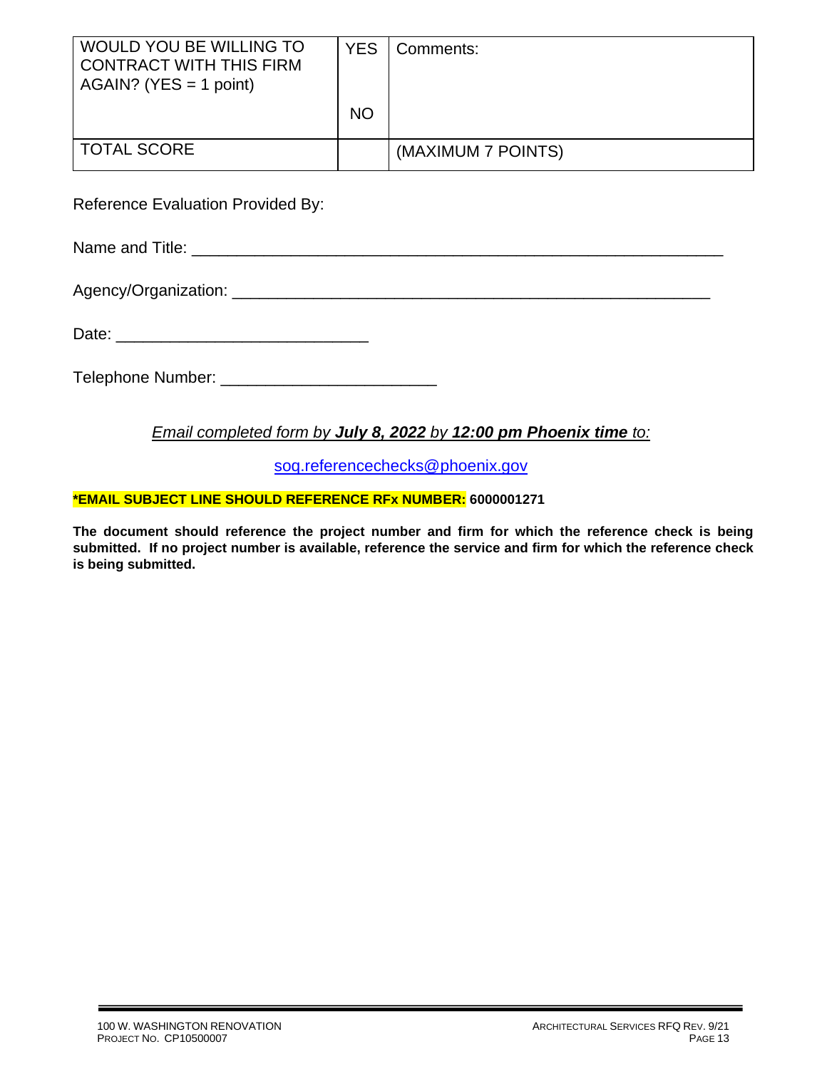| | | |
|---|---|---|
| WOULD YOU BE WILLING TO CONTRACT WITH THIS FIRM AGAIN? (YES = 1 point) | YES<br><br>NO | Comments: |
| TOTAL SCORE | | (MAXIMUM 7 POINTS) |

Reference Evaluation Provided By:

Name and Title: ___________________________________________________________

Agency/Organization: _______________________________________________________

Date: ____________________________

Telephone Number: ________________________

*Email completed form by **July 8, 2022** by **12:00 pm Phoenix time** to:*

soq.referencechecks@phoenix.gov

**\*EMAIL SUBJECT LINE SHOULD REFERENCE RFx NUMBER: 6000001271**

**The document should reference the project number and firm for which the reference check is being submitted. If no project number is available, reference the service and firm for which the reference check is being submitted.**